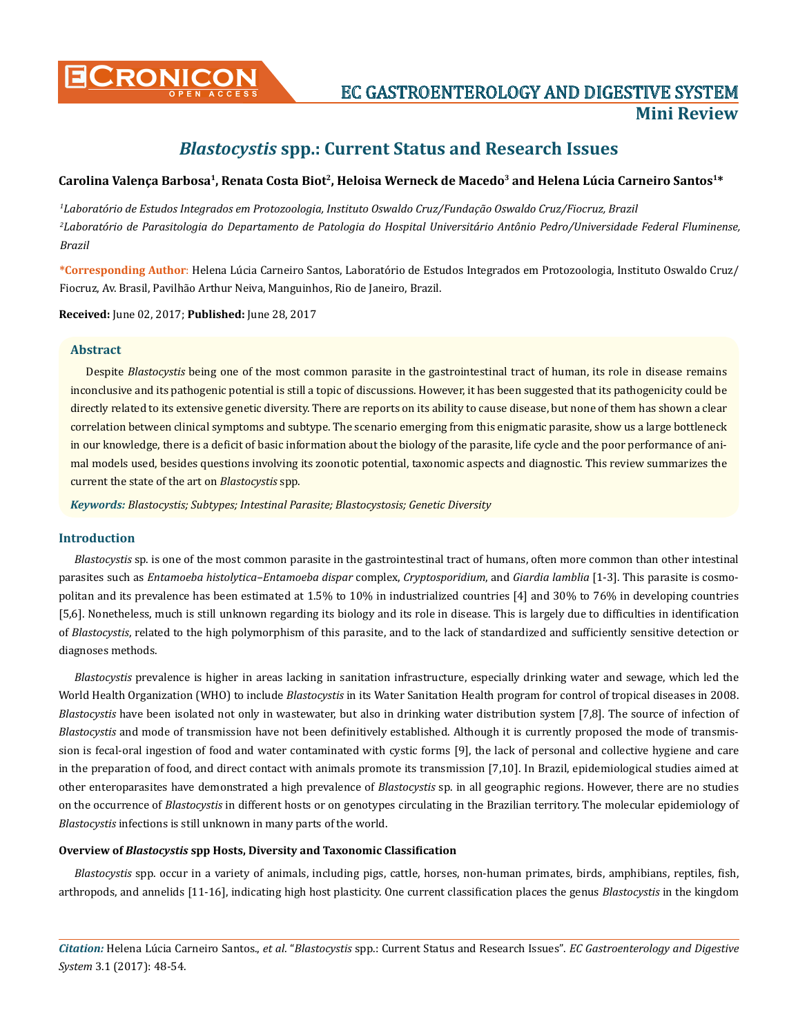# *Blastocystis* spp.: Current Status and Research Issues

**Carolina Valença Barbosa[1], Renata Costa Biot[2], Heloisa Werneck de Macedo[3] and Helena Lúcia Carneiro Santos[1]***

*[1]Laboratório de Estudos Integrados em Protozoologia, Instituto Oswaldo Cruz/Fundação Oswaldo Cruz/Fiocruz, Brazil*

*[2]Laboratório de Parasitologia do Departamento de Patologia do Hospital Universitário Antônio Pedro/Universidade Federal Fluminense, Brazil*

***Corresponding Author**: Helena Lúcia Carneiro Santos, Laboratório de Estudos Integrados em Protozoologia, Instituto Oswaldo Cruz/Fiocruz, Av. Brasil, Pavilhão Arthur Neiva, Manguinhos, Rio de Janeiro, Brazil.

**Received:** June 02, 2017; **Published:** June 28, 2017

## Abstract

Despite *Blastocystis* being one of the most common parasite in the gastrointestinal tract of human, its role in disease remains inconclusive and its pathogenic potential is still a topic of discussions. However, it has been suggested that its pathogenicity could be directly related to its extensive genetic diversity. There are reports on its ability to cause disease, but none of them has shown a clear correlation between clinical symptoms and subtype. The scenario emerging from this enigmatic parasite, show us a large bottleneck in our knowledge, there is a deficit of basic information about the biology of the parasite, life cycle and the poor performance of animal models used, besides questions involving its zoonotic potential, taxonomic aspects and diagnostic. This review summarizes the current the state of the art on *Blastocystis* spp.

***Keywords:*** *Blastocystis; Subtypes; Intestinal Parasite; Blastocystosis; Genetic Diversity*

## Introduction

*Blastocystis* sp. is one of the most common parasite in the gastrointestinal tract of humans, often more common than other intestinal parasites such as *Entamoeba histolytica*–*Entamoeba dispar* complex, *Cryptosporidium*, and *Giardia lamblia* [1-3]. This parasite is cosmopolitan and its prevalence has been estimated at 1.5% to 10% in industrialized countries [4] and 30% to 76% in developing countries [5,6]. Nonetheless, much is still unknown regarding its biology and its role in disease. This is largely due to difficulties in identification of *Blastocystis*, related to the high polymorphism of this parasite, and to the lack of standardized and sufficiently sensitive detection or diagnoses methods.

*Blastocystis* prevalence is higher in areas lacking in sanitation infrastructure, especially drinking water and sewage, which led the World Health Organization (WHO) to include *Blastocystis* in its Water Sanitation Health program for control of tropical diseases in 2008. *Blastocystis* have been isolated not only in wastewater, but also in drinking water distribution system [7,8]. The source of infection of *Blastocystis* and mode of transmission have not been definitively established. Although it is currently proposed the mode of transmission is fecal-oral ingestion of food and water contaminated with cystic forms [9], the lack of personal and collective hygiene and care in the preparation of food, and direct contact with animals promote its transmission [7,10]. In Brazil, epidemiological studies aimed at other enteroparasites have demonstrated a high prevalence of *Blastocystis* sp. in all geographic regions. However, there are no studies on the occurrence of *Blastocystis* in different hosts or on genotypes circulating in the Brazilian territory. The molecular epidemiology of *Blastocystis* infections is still unknown in many parts of the world.

### Overview of *Blastocystis* spp Hosts, Diversity and Taxonomic Classification

*Blastocystis* spp. occur in a variety of animals, including pigs, cattle, horses, non-human primates, birds, amphibians, reptiles, fish, arthropods, and annelids [11-16], indicating high host plasticity. One current classification places the genus *Blastocystis* in the kingdom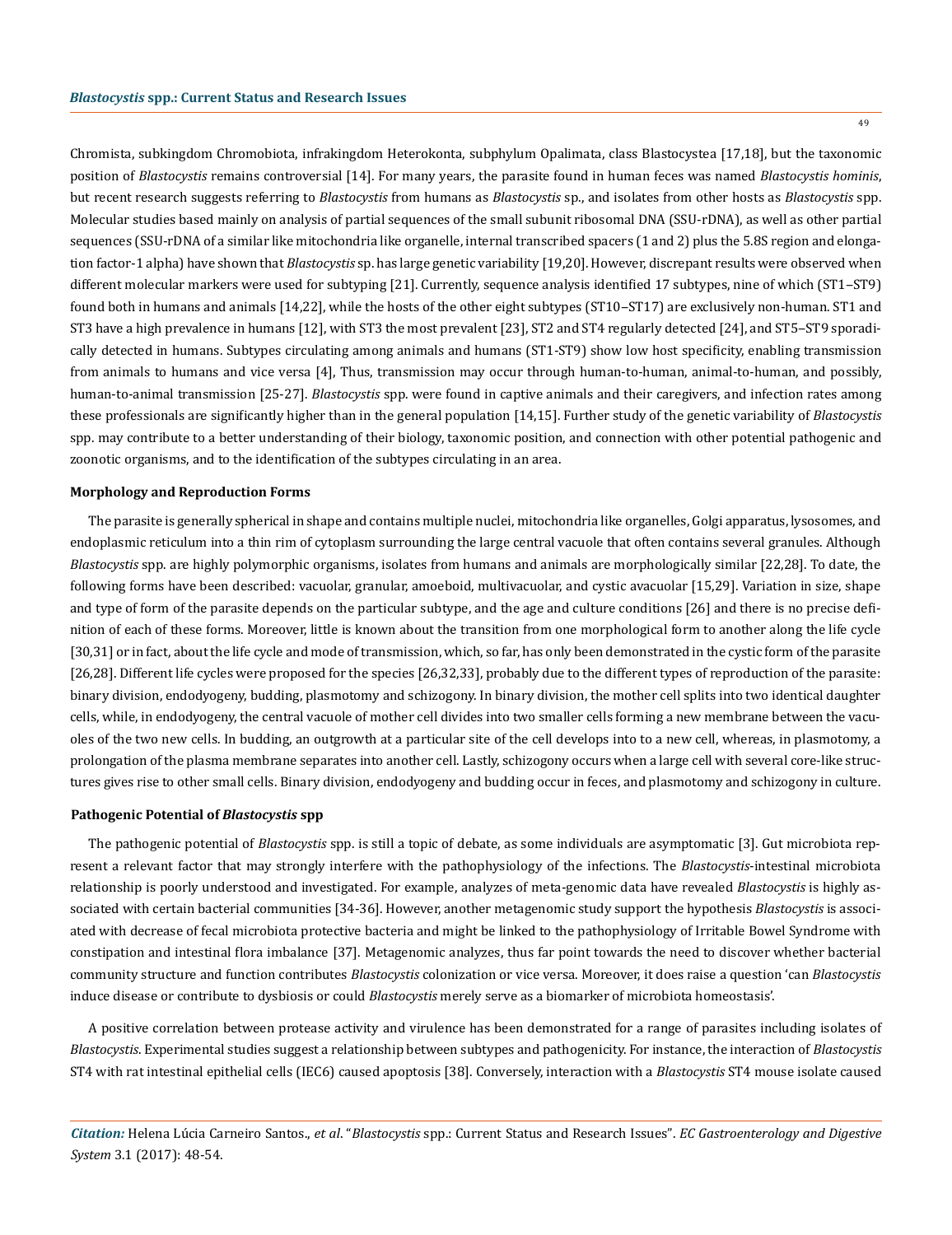Chromista, subkingdom Chromobiota, infrakingdom Heterokonta, subphylum Opalimata, class Blastocystea [17,18], but the taxonomic position of *Blastocystis* remains controversial [14]. For many years, the parasite found in human feces was named *Blastocystis hominis*, but recent research suggests referring to *Blastocystis* from humans as *Blastocystis* sp., and isolates from other hosts as *Blastocystis* spp. Molecular studies based mainly on analysis of partial sequences of the small subunit ribosomal DNA (SSU-rDNA), as well as other partial sequences (SSU-rDNA of a similar like mitochondria like organelle, internal transcribed spacers (1 and 2) plus the 5.8S region and elongation factor-1 alpha) have shown that *Blastocystis* sp. has large genetic variability [19,20]. However, discrepant results were observed when different molecular markers were used for subtyping [21]. Currently, sequence analysis identified 17 subtypes, nine of which (ST1–ST9) found both in humans and animals [14,22], while the hosts of the other eight subtypes (ST10–ST17) are exclusively non-human. ST1 and ST3 have a high prevalence in humans [12], with ST3 the most prevalent [23], ST2 and ST4 regularly detected [24], and ST5–ST9 sporadically detected in humans. Subtypes circulating among animals and humans (ST1-ST9) show low host specificity, enabling transmission from animals to humans and vice versa [4], Thus, transmission may occur through human-to-human, animal-to-human, and possibly, human-to-animal transmission [25-27]. *Blastocystis* spp. were found in captive animals and their caregivers, and infection rates among these professionals are significantly higher than in the general population [14,15]. Further study of the genetic variability of *Blastocystis* spp. may contribute to a better understanding of their biology, taxonomic position, and connection with other potential pathogenic and zoonotic organisms, and to the identification of the subtypes circulating in an area.

## Morphology and Reproduction Forms

The parasite is generally spherical in shape and contains multiple nuclei, mitochondria like organelles, Golgi apparatus, lysosomes, and endoplasmic reticulum into a thin rim of cytoplasm surrounding the large central vacuole that often contains several granules. Although *Blastocystis* spp. are highly polymorphic organisms, isolates from humans and animals are morphologically similar [22,28]. To date, the following forms have been described: vacuolar, granular, amoeboid, multivacuolar, and cystic avacuolar [15,29]. Variation in size, shape and type of form of the parasite depends on the particular subtype, and the age and culture conditions [26] and there is no precise definition of each of these forms. Moreover, little is known about the transition from one morphological form to another along the life cycle [30,31] or in fact, about the life cycle and mode of transmission, which, so far, has only been demonstrated in the cystic form of the parasite [26,28]. Different life cycles were proposed for the species [26,32,33], probably due to the different types of reproduction of the parasite: binary division, endodyogeny, budding, plasmotomy and schizogony. In binary division, the mother cell splits into two identical daughter cells, while, in endodyogeny, the central vacuole of mother cell divides into two smaller cells forming a new membrane between the vacuoles of the two new cells. In budding, an outgrowth at a particular site of the cell develops into to a new cell, whereas, in plasmotomy, a prolongation of the plasma membrane separates into another cell. Lastly, schizogony occurs when a large cell with several core-like structures gives rise to other small cells. Binary division, endodyogeny and budding occur in feces, and plasmotomy and schizogony in culture.

## Pathogenic Potential of *Blastocystis* spp

The pathogenic potential of *Blastocystis* spp. is still a topic of debate, as some individuals are asymptomatic [3]. Gut microbiota represent a relevant factor that may strongly interfere with the pathophysiology of the infections. The *Blastocystis*-intestinal microbiota relationship is poorly understood and investigated. For example, analyzes of meta-genomic data have revealed *Blastocystis* is highly associated with certain bacterial communities [34-36]. However, another metagenomic study support the hypothesis *Blastocystis* is associated with decrease of fecal microbiota protective bacteria and might be linked to the pathophysiology of Irritable Bowel Syndrome with constipation and intestinal flora imbalance [37]. Metagenomic analyzes, thus far point towards the need to discover whether bacterial community structure and function contributes *Blastocystis* colonization or vice versa. Moreover, it does raise a question 'can *Blastocystis* induce disease or contribute to dysbiosis or could *Blastocystis* merely serve as a biomarker of microbiota homeostasis'.

A positive correlation between protease activity and virulence has been demonstrated for a range of parasites including isolates of *Blastocystis*. Experimental studies suggest a relationship between subtypes and pathogenicity. For instance, the interaction of *Blastocystis* ST4 with rat intestinal epithelial cells (IEC6) caused apoptosis [38]. Conversely, interaction with a *Blastocystis* ST4 mouse isolate caused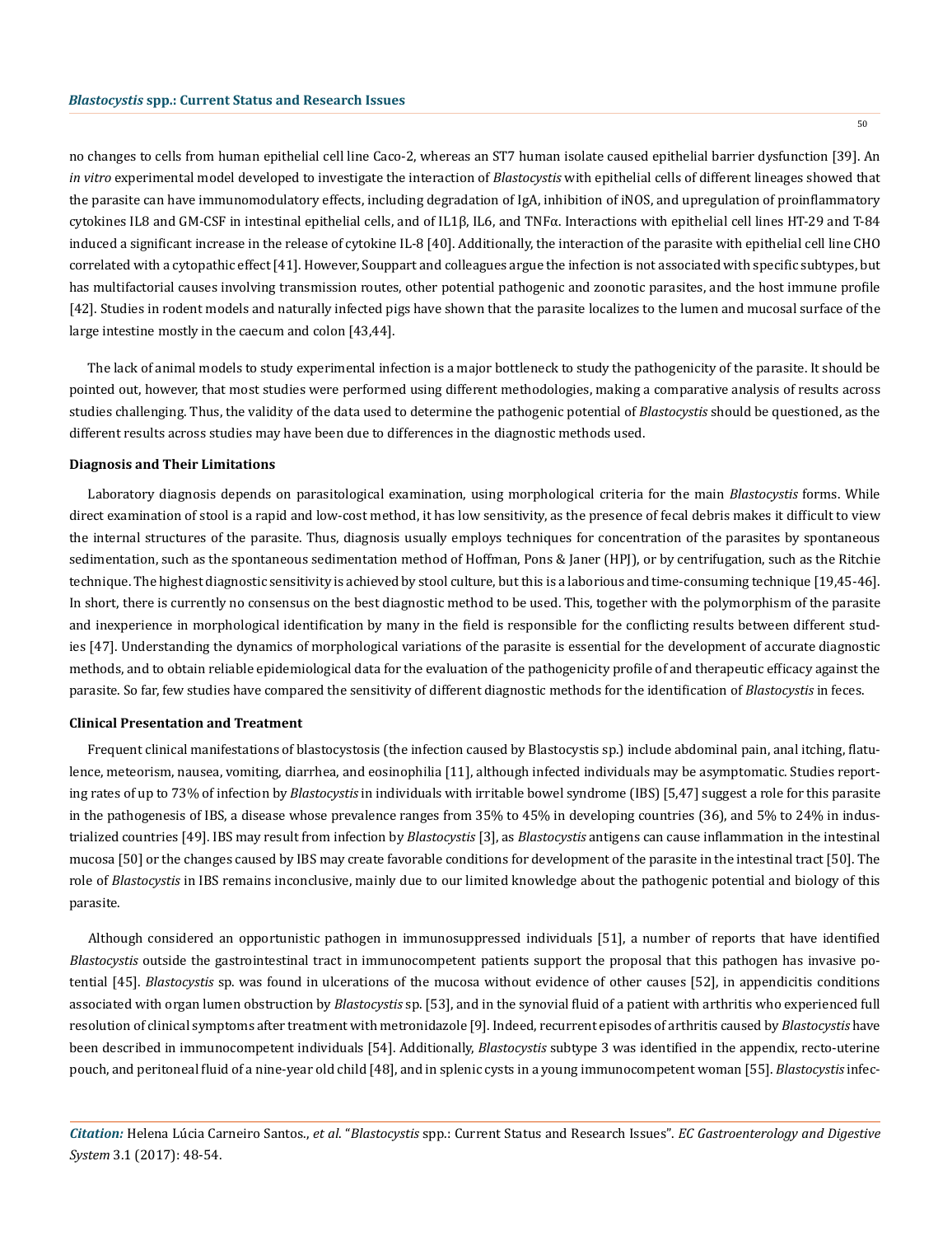no changes to cells from human epithelial cell line Caco-2, whereas an ST7 human isolate caused epithelial barrier dysfunction [39]. An *in vitro* experimental model developed to investigate the interaction of *Blastocystis* with epithelial cells of different lineages showed that the parasite can have immunomodulatory effects, including degradation of IgA, inhibition of iNOS, and upregulation of proinflammatory cytokines IL8 and GM-CSF in intestinal epithelial cells, and of IL1β, IL6, and TNFα. Interactions with epithelial cell lines HT-29 and T-84 induced a significant increase in the release of cytokine IL-8 [40]. Additionally, the interaction of the parasite with epithelial cell line CHO correlated with a cytopathic effect [41]. However, Souppart and colleagues argue the infection is not associated with specific subtypes, but has multifactorial causes involving transmission routes, other potential pathogenic and zoonotic parasites, and the host immune profile [42]. Studies in rodent models and naturally infected pigs have shown that the parasite localizes to the lumen and mucosal surface of the large intestine mostly in the caecum and colon [43,44].

The lack of animal models to study experimental infection is a major bottleneck to study the pathogenicity of the parasite. It should be pointed out, however, that most studies were performed using different methodologies, making a comparative analysis of results across studies challenging. Thus, the validity of the data used to determine the pathogenic potential of *Blastocystis* should be questioned, as the different results across studies may have been due to differences in the diagnostic methods used.

### Diagnosis and Their Limitations

Laboratory diagnosis depends on parasitological examination, using morphological criteria for the main *Blastocystis* forms. While direct examination of stool is a rapid and low-cost method, it has low sensitivity, as the presence of fecal debris makes it difficult to view the internal structures of the parasite. Thus, diagnosis usually employs techniques for concentration of the parasites by spontaneous sedimentation, such as the spontaneous sedimentation method of Hoffman, Pons & Janer (HPJ), or by centrifugation, such as the Ritchie technique. The highest diagnostic sensitivity is achieved by stool culture, but this is a laborious and time-consuming technique [19,45-46]. In short, there is currently no consensus on the best diagnostic method to be used. This, together with the polymorphism of the parasite and inexperience in morphological identification by many in the field is responsible for the conflicting results between different studies [47]. Understanding the dynamics of morphological variations of the parasite is essential for the development of accurate diagnostic methods, and to obtain reliable epidemiological data for the evaluation of the pathogenicity profile of and therapeutic efficacy against the parasite. So far, few studies have compared the sensitivity of different diagnostic methods for the identification of *Blastocystis* in feces.

### Clinical Presentation and Treatment

Frequent clinical manifestations of blastocystosis (the infection caused by Blastocystis sp.) include abdominal pain, anal itching, flatulence, meteorism, nausea, vomiting, diarrhea, and eosinophilia [11], although infected individuals may be asymptomatic. Studies reporting rates of up to 73% of infection by *Blastocystis* in individuals with irritable bowel syndrome (IBS) [5,47] suggest a role for this parasite in the pathogenesis of IBS, a disease whose prevalence ranges from 35% to 45% in developing countries (36), and 5% to 24% in industrialized countries [49]. IBS may result from infection by *Blastocystis* [3], as *Blastocystis* antigens can cause inflammation in the intestinal mucosa [50] or the changes caused by IBS may create favorable conditions for development of the parasite in the intestinal tract [50]. The role of *Blastocystis* in IBS remains inconclusive, mainly due to our limited knowledge about the pathogenic potential and biology of this parasite.

Although considered an opportunistic pathogen in immunosuppressed individuals [51], a number of reports that have identified *Blastocystis* outside the gastrointestinal tract in immunocompetent patients support the proposal that this pathogen has invasive potential [45]. *Blastocystis* sp. was found in ulcerations of the mucosa without evidence of other causes [52], in appendicitis conditions associated with organ lumen obstruction by *Blastocystis* sp. [53], and in the synovial fluid of a patient with arthritis who experienced full resolution of clinical symptoms after treatment with metronidazole [9]. Indeed, recurrent episodes of arthritis caused by *Blastocystis* have been described in immunocompetent individuals [54]. Additionally, *Blastocystis* subtype 3 was identified in the appendix, recto-uterine pouch, and peritoneal fluid of a nine-year old child [48], and in splenic cysts in a young immunocompetent woman [55]. *Blastocystis* infec-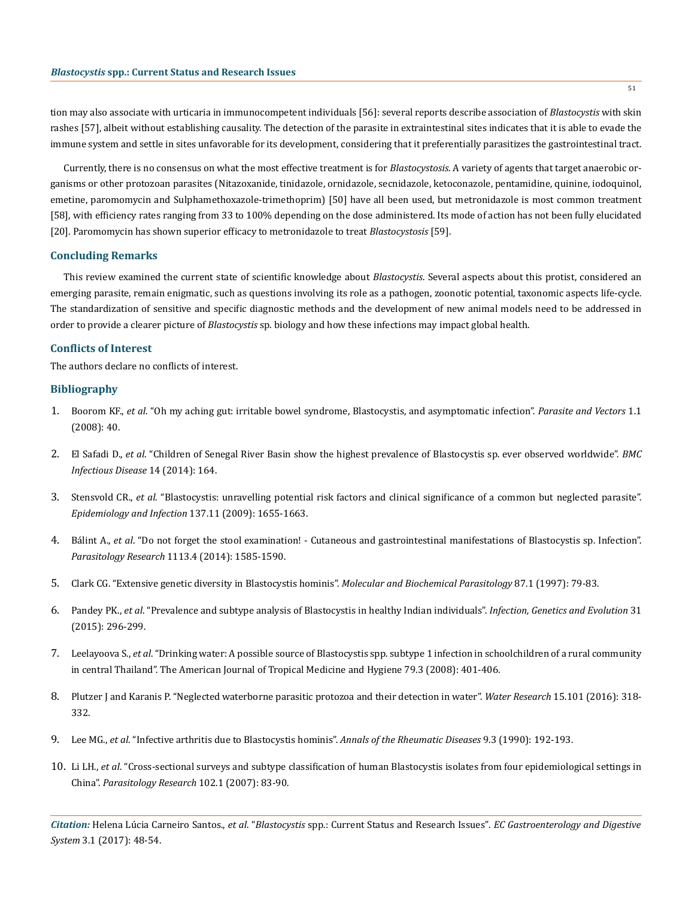tion may also associate with urticaria in immunocompetent individuals [56]: several reports describe association of *Blastocystis* with skin rashes [57], albeit without establishing causality. The detection of the parasite in extraintestinal sites indicates that it is able to evade the immune system and settle in sites unfavorable for its development, considering that it preferentially parasitizes the gastrointestinal tract.

Currently, there is no consensus on what the most effective treatment is for *Blastocystosis*. A variety of agents that target anaerobic organisms or other protozoan parasites (Nitazoxanide, tinidazole, ornidazole, secnidazole, ketoconazole, pentamidine, quinine, iodoquinol, emetine, paromomycin and Sulphamethoxazole-trimethoprim) [50] have all been used, but metronidazole is most common treatment [58], with efficiency rates ranging from 33 to 100% depending on the dose administered. Its mode of action has not been fully elucidated [20]. Paromomycin has shown superior efficacy to metronidazole to treat *Blastocystosis* [59].

## Concluding Remarks

This review examined the current state of scientific knowledge about *Blastocystis*. Several aspects about this protist, considered an emerging parasite, remain enigmatic, such as questions involving its role as a pathogen, zoonotic potential, taxonomic aspects life-cycle. The standardization of sensitive and specific diagnostic methods and the development of new animal models need to be addressed in order to provide a clearer picture of *Blastocystis* sp. biology and how these infections may impact global health.

## Conflicts of Interest

The authors declare no conflicts of interest.

## Bibliography

1. Boorom KF., *et al*. "Oh my aching gut: irritable bowel syndrome, Blastocystis, and asymptomatic infection". *Parasite and Vectors* 1.1 (2008): 40.
2. El Safadi D., *et al*. "Children of Senegal River Basin show the highest prevalence of Blastocystis sp. ever observed worldwide". *BMC Infectious Disease* 14 (2014): 164.
3. Stensvold CR., *et al*. "Blastocystis: unravelling potential risk factors and clinical significance of a common but neglected parasite". *Epidemiology and Infection* 137.11 (2009): 1655-1663.
4. Bálint A., *et al*. "Do not forget the stool examination! - Cutaneous and gastrointestinal manifestations of Blastocystis sp. Infection". *Parasitology Research* 1113.4 (2014): 1585-1590.
5. Clark CG. "Extensive genetic diversity in Blastocystis hominis". *Molecular and Biochemical Parasitology* 87.1 (1997): 79-83.
6. Pandey PK., *et al*. "Prevalence and subtype analysis of Blastocystis in healthy Indian individuals". *Infection, Genetics and Evolution* 31 (2015): 296-299.
7. Leelayoova S., *et al*. "Drinking water: A possible source of Blastocystis spp. subtype 1 infection in schoolchildren of a rural community in central Thailand". The American Journal of Tropical Medicine and Hygiene 79.3 (2008): 401-406.
8. Plutzer J and Karanis P. "Neglected waterborne parasitic protozoa and their detection in water". *Water Research* 15.101 (2016): 318-332.
9. Lee MG., *et al*. "Infective arthritis due to Blastocystis hominis". *Annals of the Rheumatic Diseases* 9.3 (1990): 192-193.
10. Li LH., *et al*. "Cross-sectional surveys and subtype classification of human Blastocystis isolates from four epidemiological settings in China". *Parasitology Research* 102.1 (2007): 83-90.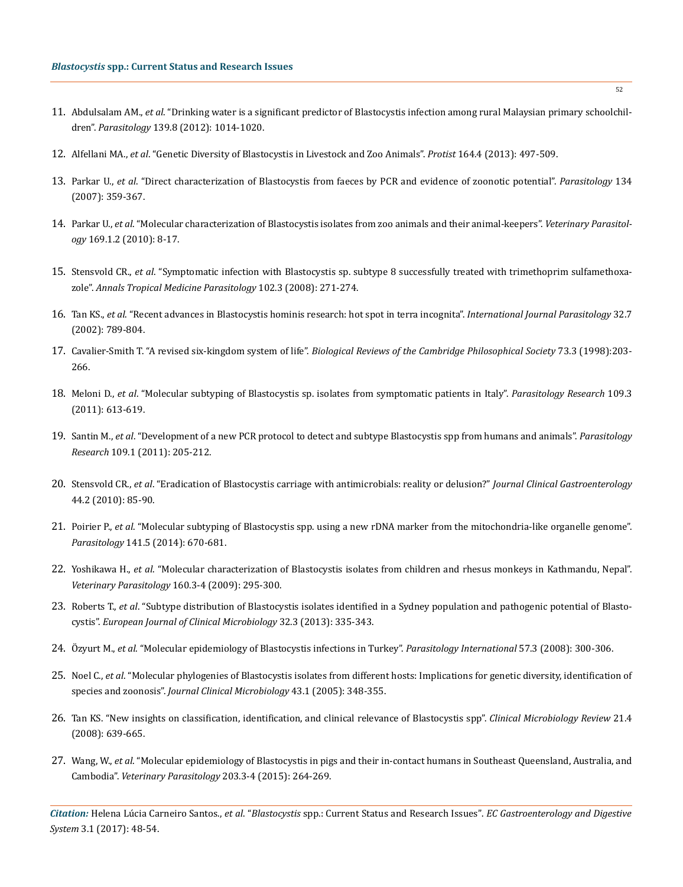11. Abdulsalam AM., *et al*. "Drinking water is a significant predictor of Blastocystis infection among rural Malaysian primary schoolchildren". *Parasitology* 139.8 (2012): 1014-1020.
12. Alfellani MA., *et al*. "Genetic Diversity of Blastocystis in Livestock and Zoo Animals". *Protist* 164.4 (2013): 497-509.
13. Parkar U., *et al*. "Direct characterization of Blastocystis from faeces by PCR and evidence of zoonotic potential". *Parasitology* 134 (2007): 359-367.
14. Parkar U., *et al*. "Molecular characterization of Blastocystis isolates from zoo animals and their animal-keepers". *Veterinary Parasitology* 169.1.2 (2010): 8-17.
15. Stensvold CR., *et al*. "Symptomatic infection with Blastocystis sp. subtype 8 successfully treated with trimethoprim sulfamethoxazole". *Annals Tropical Medicine Parasitology* 102.3 (2008): 271-274.
16. Tan KS., *et al*. "Recent advances in Blastocystis hominis research: hot spot in terra incognita". *International Journal Parasitology* 32.7 (2002): 789-804.
17. Cavalier-Smith T. "A revised six-kingdom system of life". *Biological Reviews of the Cambridge Philosophical Society* 73.3 (1998):203-266.
18. Meloni D., *et al*. "Molecular subtyping of Blastocystis sp. isolates from symptomatic patients in Italy". *Parasitology Research* 109.3 (2011): 613-619.
19. Santin M., *et al*. "Development of a new PCR protocol to detect and subtype Blastocystis spp from humans and animals". *Parasitology Research* 109.1 (2011): 205-212.
20. Stensvold CR., *et al*. "Eradication of Blastocystis carriage with antimicrobials: reality or delusion?" *Journal Clinical Gastroenterology* 44.2 (2010): 85-90.
21. Poirier P., *et al*. "Molecular subtyping of Blastocystis spp. using a new rDNA marker from the mitochondria-like organelle genome". *Parasitology* 141.5 (2014): 670-681.
22. Yoshikawa H., *et al*. "Molecular characterization of Blastocystis isolates from children and rhesus monkeys in Kathmandu, Nepal". *Veterinary Parasitology* 160.3-4 (2009): 295-300.
23. Roberts T., *et al*. "Subtype distribution of Blastocystis isolates identified in a Sydney population and pathogenic potential of Blastocystis". *European Journal of Clinical Microbiology* 32.3 (2013): 335-343.
24. Özyurt M., *et al*. "Molecular epidemiology of Blastocystis infections in Turkey". *Parasitology International* 57.3 (2008): 300-306.
25. Noel C., *et al*. "Molecular phylogenies of Blastocystis isolates from different hosts: Implications for genetic diversity, identification of species and zoonosis". *Journal Clinical Microbiology* 43.1 (2005): 348-355.
26. Tan KS. "New insights on classification, identification, and clinical relevance of Blastocystis spp". *Clinical Microbiology Review* 21.4 (2008): 639-665.
27. Wang, W., *et al*. "Molecular epidemiology of Blastocystis in pigs and their in-contact humans in Southeast Queensland, Australia, and Cambodia". *Veterinary Parasitology* 203.3-4 (2015): 264-269.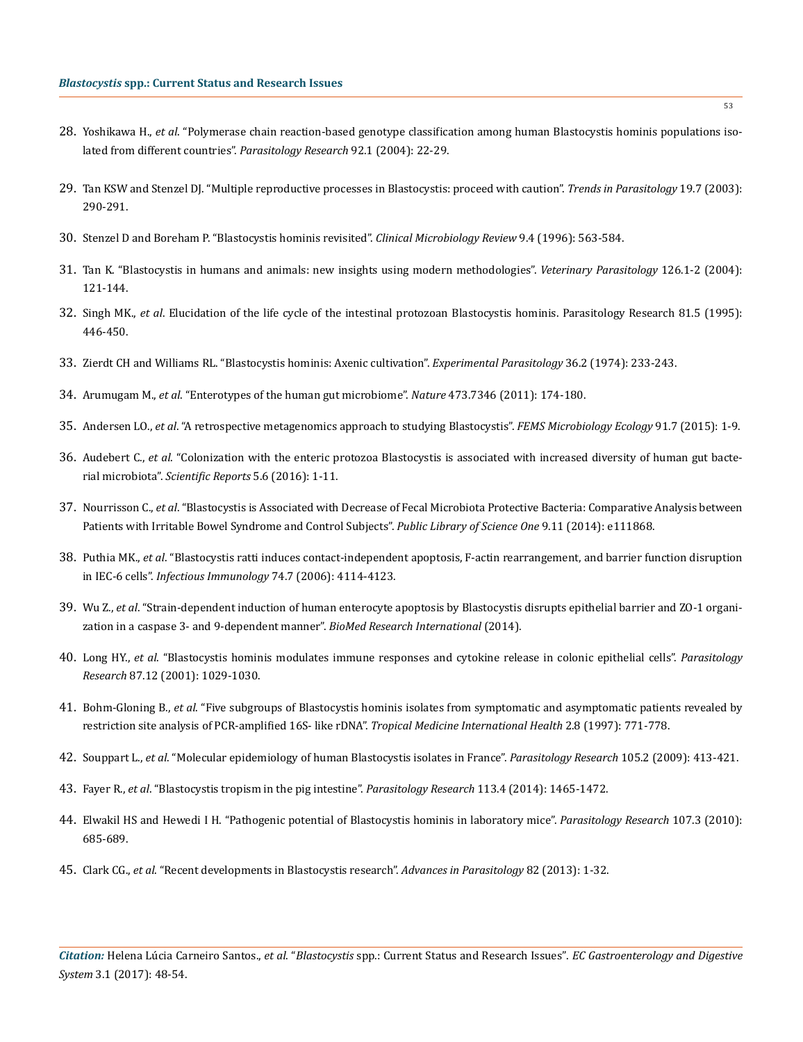28. Yoshikawa H., *et al*. "Polymerase chain reaction-based genotype classification among human Blastocystis hominis populations isolated from different countries". *Parasitology Research* 92.1 (2004): 22-29.

29. Tan KSW and Stenzel DJ. "Multiple reproductive processes in Blastocystis: proceed with caution". *Trends in Parasitology* 19.7 (2003): 290-291.

30. Stenzel D and Boreham P. "Blastocystis hominis revisited". *Clinical Microbiology Review* 9.4 (1996): 563-584.

31. Tan K. "Blastocystis in humans and animals: new insights using modern methodologies". *Veterinary Parasitology* 126.1-2 (2004): 121-144.

32. Singh MK., *et al*. Elucidation of the life cycle of the intestinal protozoan Blastocystis hominis. Parasitology Research 81.5 (1995): 446-450.

33. Zierdt CH and Williams RL. "Blastocystis hominis: Axenic cultivation". *Experimental Parasitology* 36.2 (1974): 233-243.

34. Arumugam M., *et al*. "Enterotypes of the human gut microbiome". *Nature* 473.7346 (2011): 174-180.

35. Andersen LO., *et al*. "A retrospective metagenomics approach to studying Blastocystis". *FEMS Microbiology Ecology* 91.7 (2015): 1-9.

36. Audebert C., *et al*. "Colonization with the enteric protozoa Blastocystis is associated with increased diversity of human gut bacterial microbiota". *Scientific Reports* 5.6 (2016): 1-11.

37. Nourrisson C., *et al*. "Blastocystis is Associated with Decrease of Fecal Microbiota Protective Bacteria: Comparative Analysis between Patients with Irritable Bowel Syndrome and Control Subjects". *Public Library of Science One* 9.11 (2014): e111868.

38. Puthia MK., *et al*. "Blastocystis ratti induces contact-independent apoptosis, F-actin rearrangement, and barrier function disruption in IEC-6 cells". *Infectious Immunology* 74.7 (2006): 4114-4123.

39. Wu Z., *et al*. "Strain-dependent induction of human enterocyte apoptosis by Blastocystis disrupts epithelial barrier and ZO-1 organization in a caspase 3- and 9-dependent manner". *BioMed Research International* (2014).

40. Long HY., *et al*. "Blastocystis hominis modulates immune responses and cytokine release in colonic epithelial cells". *Parasitology Research* 87.12 (2001): 1029-1030.

41. Bohm-Gloning B., *et al*. "Five subgroups of Blastocystis hominis isolates from symptomatic and asymptomatic patients revealed by restriction site analysis of PCR-amplified 16S- like rDNA". *Tropical Medicine International Health* 2.8 (1997): 771-778.

42. Souppart L., *et al*. "Molecular epidemiology of human Blastocystis isolates in France". *Parasitology Research* 105.2 (2009): 413-421.

43. Fayer R., *et al*. "Blastocystis tropism in the pig intestine". *Parasitology Research* 113.4 (2014): 1465-1472.

44. Elwakil HS and Hewedi I H. "Pathogenic potential of Blastocystis hominis in laboratory mice". *Parasitology Research* 107.3 (2010): 685-689.

45. Clark CG., *et al*. "Recent developments in Blastocystis research". *Advances in Parasitology* 82 (2013): 1-32.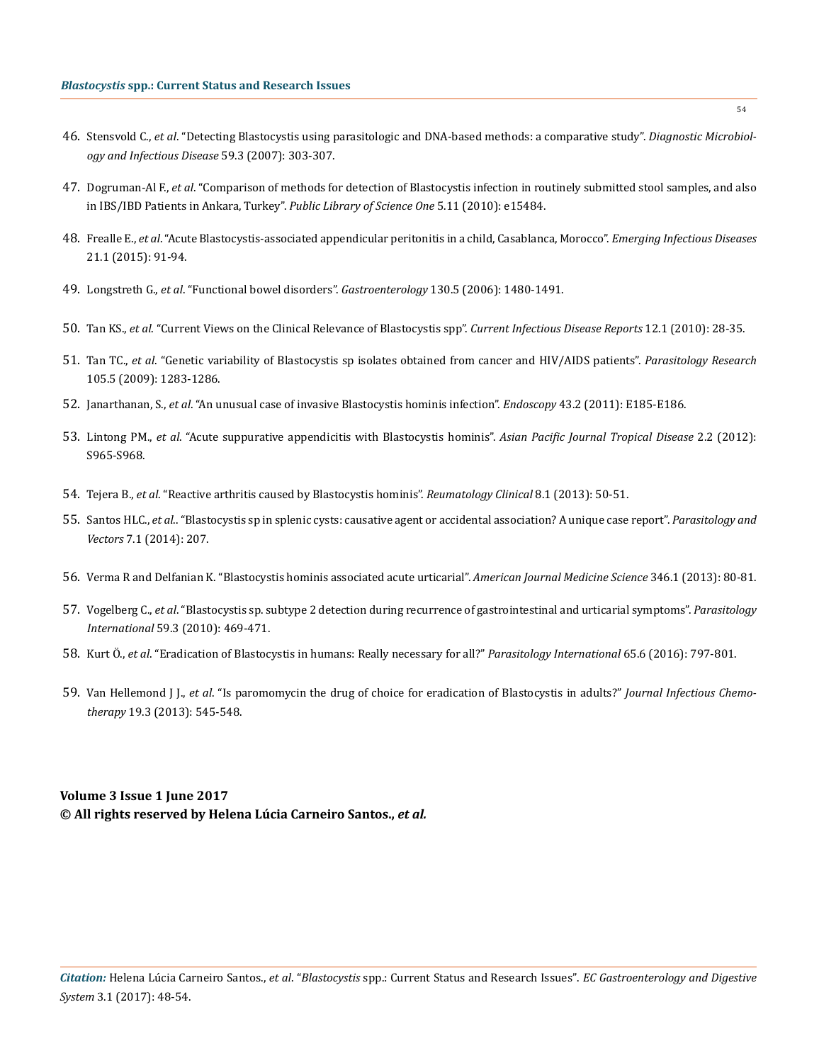46. Stensvold C., *et al*. "Detecting Blastocystis using parasitologic and DNA-based methods: a comparative study". *Diagnostic Microbiology and Infectious Disease* 59.3 (2007): 303-307.

47. Dogruman-Al F., *et al*. "Comparison of methods for detection of Blastocystis infection in routinely submitted stool samples, and also in IBS/IBD Patients in Ankara, Turkey". *Public Library of Science One* 5.11 (2010): e15484.

48. Frealle E., *et al*. "Acute Blastocystis-associated appendicular peritonitis in a child, Casablanca, Morocco". *Emerging Infectious Diseases* 21.1 (2015): 91-94.

49. Longstreth G., *et al*. "Functional bowel disorders". *Gastroenterology* 130.5 (2006): 1480-1491.

50. Tan KS., *et al*. "Current Views on the Clinical Relevance of Blastocystis spp". *Current Infectious Disease Reports* 12.1 (2010): 28-35.

51. Tan TC., *et al*. "Genetic variability of Blastocystis sp isolates obtained from cancer and HIV/AIDS patients". *Parasitology Research* 105.5 (2009): 1283-1286.

52. Janarthanan, S., *et al*. "An unusual case of invasive Blastocystis hominis infection". *Endoscopy* 43.2 (2011): E185-E186.

53. Lintong PM., *et al*. "Acute suppurative appendicitis with Blastocystis hominis". *Asian Pacific Journal Tropical Disease* 2.2 (2012): S965-S968.

54. Tejera B., *et al*. "Reactive arthritis caused by Blastocystis hominis". *Reumatology Clinical* 8.1 (2013): 50-51.

55. Santos HLC., *et al*.. "Blastocystis sp in splenic cysts: causative agent or accidental association? A unique case report". *Parasitology and Vectors* 7.1 (2014): 207.

56. Verma R and Delfanian K. "Blastocystis hominis associated acute urticarial". *American Journal Medicine Science* 346.1 (2013): 80-81.

57. Vogelberg C., *et al*. "Blastocystis sp. subtype 2 detection during recurrence of gastrointestinal and urticarial symptoms". *Parasitology International* 59.3 (2010): 469-471.

58. Kurt Ö., *et al*. "Eradication of Blastocystis in humans: Really necessary for all?" *Parasitology International* 65.6 (2016): 797-801.

59. Van Hellemond J J., *et al*. "Is paromomycin the drug of choice for eradication of Blastocystis in adults?" *Journal Infectious Chemotherapy* 19.3 (2013): 545-548.

**Volume 3 Issue 1 June 2017**
**© All rights reserved by Helena Lúcia Carneiro Santos., *et al.***